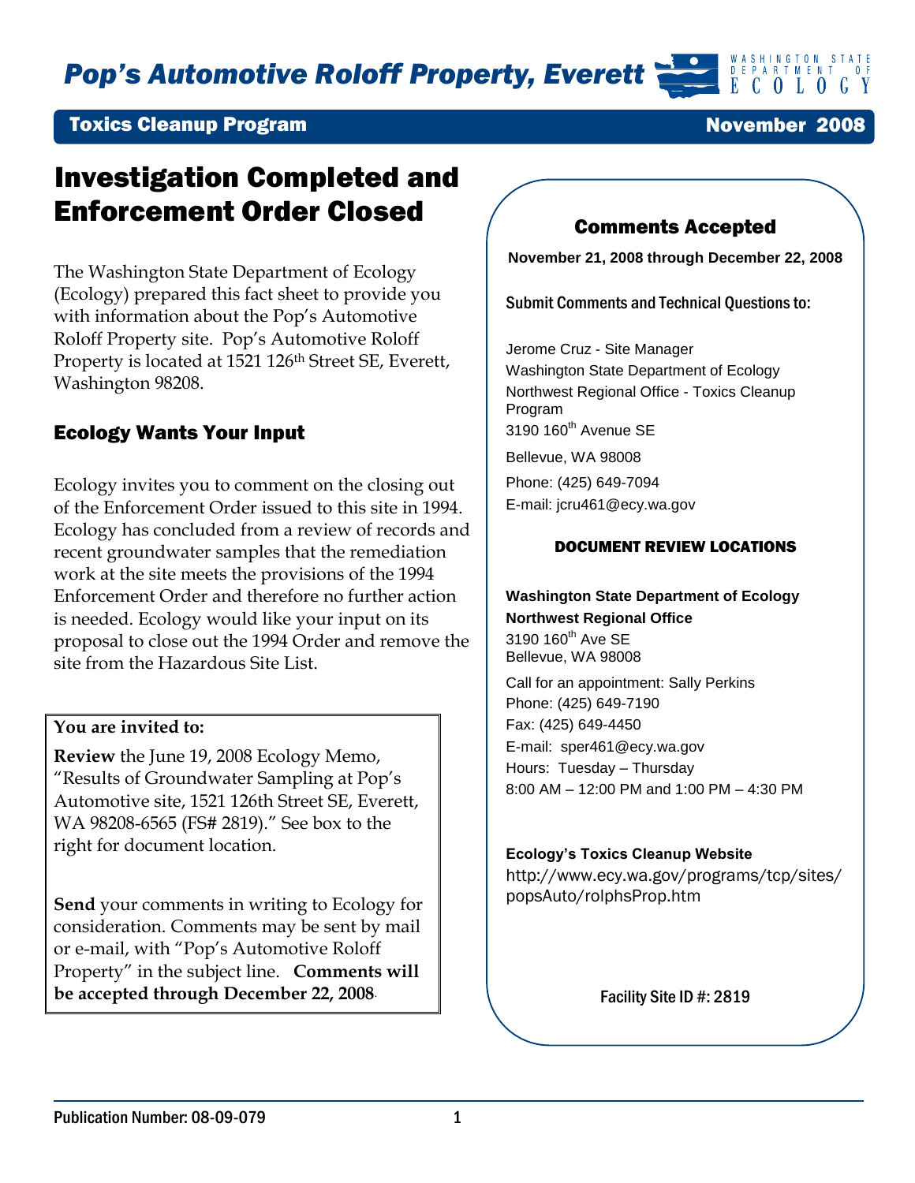# Pop's Automotive Roloff Property, Everett

**Toxics Cleanup Program** **November 2008**

## Investigation Completed and Enforcement Order Closed

The Washington State Department of Ecology (Ecology) prepared this fact sheet to provide you with information about the Pop's Automotive Roloff Property site. Pop's Automotive Roloff Property is located at 1521 126th Street SE, Everett, Washington 98208.

### Ecology Wants Your Input

Ecology invites you to comment on the closing out of the Enforcement Order issued to this site in 1994. Ecology has concluded from a review of records and recent groundwater samples that the remediation work at the site meets the provisions of the 1994 Enforcement Order and therefore no further action is needed. Ecology would like your input on its proposal to close out the 1994 Order and remove the site from the Hazardous Site List.

**You are invited to:**

**Review** the June 19, 2008 Ecology Memo, "Results of Groundwater Sampling at Pop's Automotive site, 1521 126th Street SE, Everett, WA 98208-6565 (FS# 2819)." See box to the right for document location.

**Send** your comments in writing to Ecology for consideration. Comments may be sent by mail or e-mail, with "Pop's Automotive Roloff Property" in the subject line. **Comments will be accepted through December 22, 2008**.

### Comments Accepted

**November 21, 2008 through December 22, 2008**

**Submit Comments and Technical Questions to:**

Jerome Cruz - Site Manager
Washington State Department of Ecology
Northwest Regional Office - Toxics Cleanup Program
3190 160th Avenue SE
Bellevue, WA 98008
Phone: (425) 649-7094
E-mail: jcru461@ecy.wa.gov

**DOCUMENT REVIEW LOCATIONS**

**Washington State Department of Ecology**
**Northwest Regional Office**
3190 160th Ave SE
Bellevue, WA 98008
Call for an appointment: Sally Perkins
Phone: (425) 649-7190
Fax: (425) 649-4450
E-mail: sper461@ecy.wa.gov
Hours: Tuesday – Thursday
8:00 AM – 12:00 PM and 1:00 PM – 4:30 PM

**Ecology's Toxics Cleanup Website**
http://www.ecy.wa.gov/programs/tcp/sites/popsAuto/rolphsProp.htm

Facility Site ID #: 2819

Publication Number: 08-09-079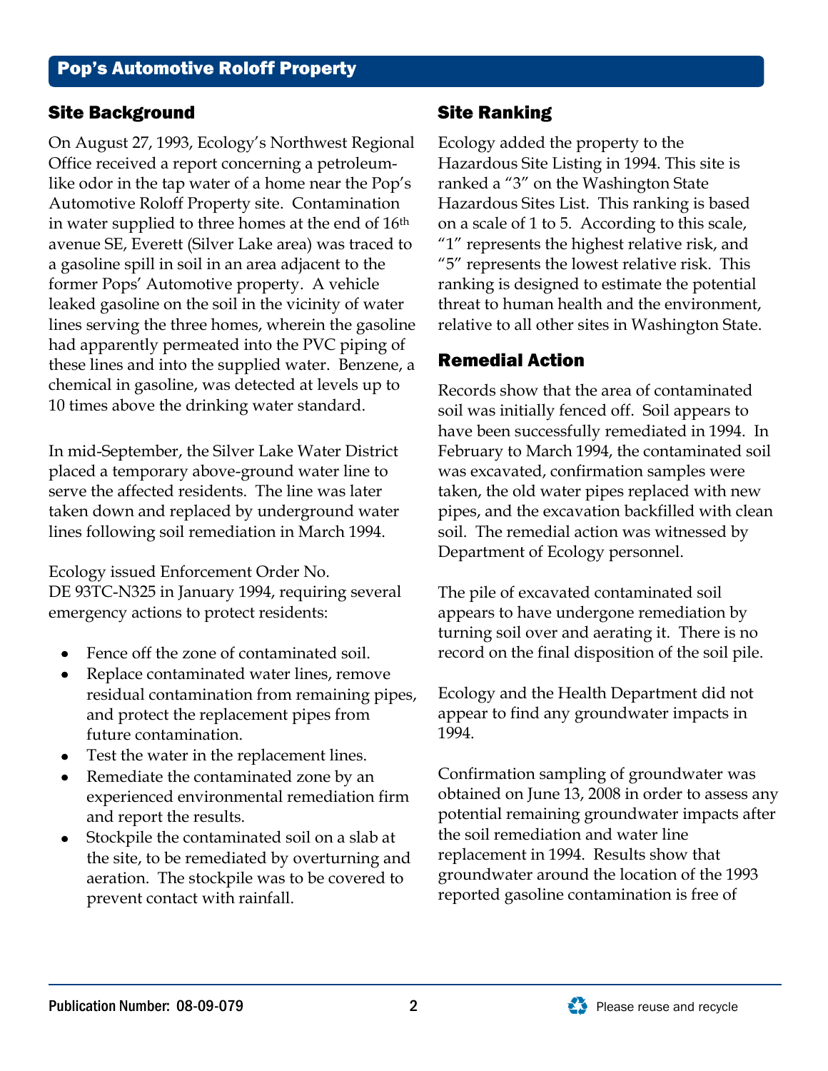# Pop's Automotive Roloff Property

## Site Background

On August 27, 1993, Ecology's Northwest Regional Office received a report concerning a petroleum-like odor in the tap water of a home near the Pop's Automotive Roloff Property site. Contamination in water supplied to three homes at the end of 16th avenue SE, Everett (Silver Lake area) was traced to a gasoline spill in soil in an area adjacent to the former Pops' Automotive property. A vehicle leaked gasoline on the soil in the vicinity of water lines serving the three homes, wherein the gasoline had apparently permeated into the PVC piping of these lines and into the supplied water. Benzene, a chemical in gasoline, was detected at levels up to 10 times above the drinking water standard.

In mid-September, the Silver Lake Water District placed a temporary above-ground water line to serve the affected residents. The line was later taken down and replaced by underground water lines following soil remediation in March 1994.

Ecology issued Enforcement Order No. DE 93TC-N325 in January 1994, requiring several emergency actions to protect residents:

- Fence off the zone of contaminated soil.
- Replace contaminated water lines, remove residual contamination from remaining pipes, and protect the replacement pipes from future contamination.
- Test the water in the replacement lines.
- Remediate the contaminated zone by an experienced environmental remediation firm and report the results.
- Stockpile the contaminated soil on a slab at the site, to be remediated by overturning and aeration. The stockpile was to be covered to prevent contact with rainfall.

## Site Ranking

Ecology added the property to the Hazardous Site Listing in 1994. This site is ranked a "3" on the Washington State Hazardous Sites List. This ranking is based on a scale of 1 to 5. According to this scale, "1" represents the highest relative risk, and "5" represents the lowest relative risk. This ranking is designed to estimate the potential threat to human health and the environment, relative to all other sites in Washington State.

## Remedial Action

Records show that the area of contaminated soil was initially fenced off. Soil appears to have been successfully remediated in 1994. In February to March 1994, the contaminated soil was excavated, confirmation samples were taken, the old water pipes replaced with new pipes, and the excavation backfilled with clean soil. The remedial action was witnessed by Department of Ecology personnel.

The pile of excavated contaminated soil appears to have undergone remediation by turning soil over and aerating it. There is no record on the final disposition of the soil pile.

Ecology and the Health Department did not appear to find any groundwater impacts in 1994.

Confirmation sampling of groundwater was obtained on June 13, 2008 in order to assess any potential remaining groundwater impacts after the soil remediation and water line replacement in 1994. Results show that groundwater around the location of the 1993 reported gasoline contamination is free of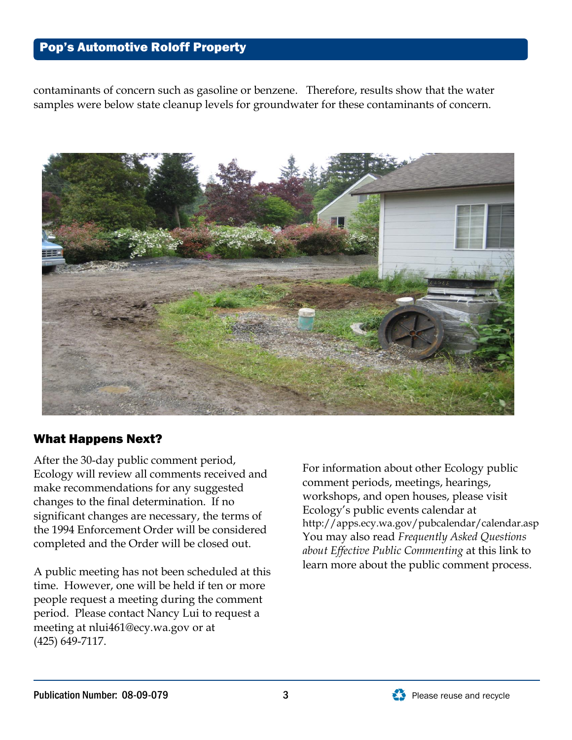contaminants of concern such as gasoline or benzene. Therefore, results show that the water samples were below state cleanup levels for groundwater for these contaminants of concern.

## What Happens Next?

After the 30-day public comment period, Ecology will review all comments received and make recommendations for any suggested changes to the final determination. If no significant changes are necessary, the terms of the 1994 Enforcement Order will be considered completed and the Order will be closed out.

A public meeting has not been scheduled at this time. However, one will be held if ten or more people request a meeting during the comment period. Please contact Nancy Lui to request a meeting at nlui461@ecy.wa.gov or at (425) 649-7117.

For information about other Ecology public comment periods, meetings, hearings, workshops, and open houses, please visit Ecology's public events calendar at http://apps.ecy.wa.gov/pubcalendar/calendar.asp You may also read *Frequently Asked Questions about Effective Public Commenting* at this link to learn more about the public comment process.

Publication Number: 08-09-079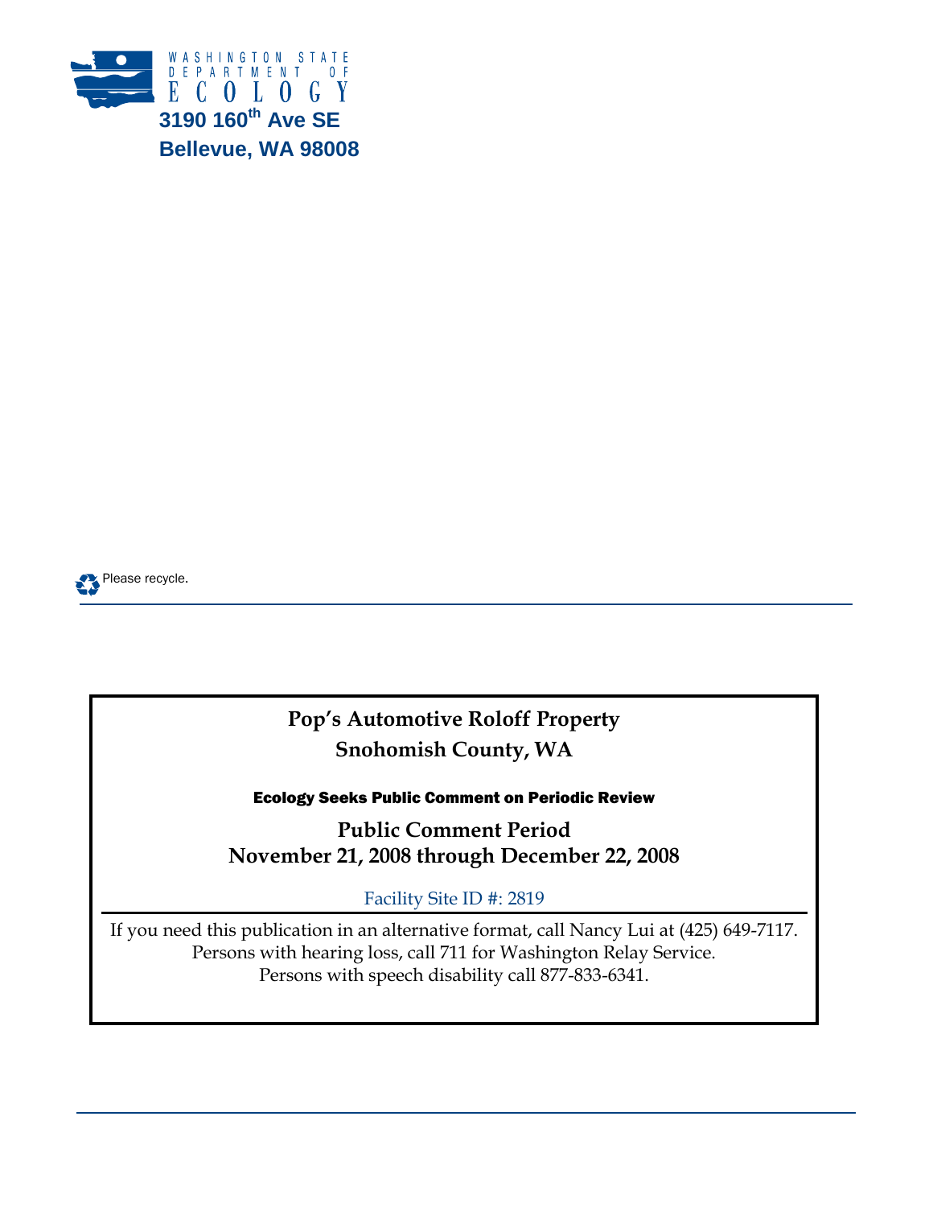WASHINGTON STATE DEPARTMENT OF ECOLOGY

**3190 160th Ave SE**
**Bellevue, WA 98008**

Please recycle.

**Pop's Automotive Roloff Property**
**Snohomish County, WA**

**Ecology Seeks Public Comment on Periodic Review**

**Public Comment Period**
**November 21, 2008 through December 22, 2008**

Facility Site ID #: 2819

If you need this publication in an alternative format, call Nancy Lui at (425) 649-7117.
Persons with hearing loss, call 711 for Washington Relay Service.
Persons with speech disability call 877-833-6341.